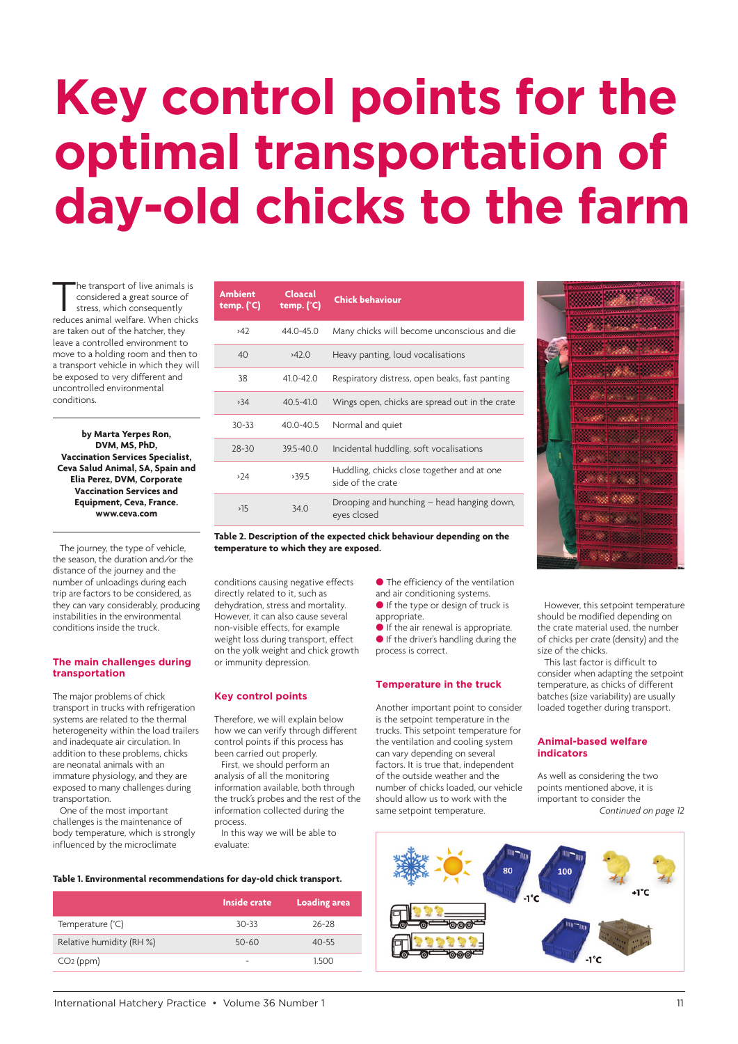# Key control points for the optimal transportation of day-old chicks to the farm

The transport of live animals is considered a great source of stress, which consequently reduces animal welfare. When chicks are taken out of the hatcher, they leave a controlled environment to move to a holding room and then to a transport vehicle in which they will be exposed to very different and uncontrolled environmental conditions.

**by Marta Yerpes Ron, DVM, MS, PhD, Vaccination Services Specialist, Ceva Salud Animal, SA, Spain and Elia Perez, DVM, Corporate Vaccination Services and Equipment, Ceva, France. www.ceva.com**

The journey, the type of vehicle, the season, the duration and/or the distance of the journey and the number of unloadings during each trip are factors to be considered, as they can vary considerably, producing instabilities in the environmental conditions inside the truck.

## The main challenges during transportation

The major problems of chick transport in trucks with refrigeration systems are related to the thermal heterogeneity within the load trailers and inadequate air circulation. In addition to these problems, chicks are neonatal animals with an immature physiology, and they are exposed to many challenges during transportation.

One of the most important challenges is the maintenance of body temperature, which is strongly influenced by the microclimate conditions causing negative effects directly related to it, such as dehydration, stress and mortality. However, it can also cause several non-visible effects, for example weight loss during transport, effect on the yolk weight and chick growth or immunity depression.

| Ambient temp. (°C) | Cloacal temp. (°C) | Chick behaviour |
|---|---|---|
| ›42 | 44.0-45.0 | Many chicks will become unconscious and die |
| 40 | ›42.0 | Heavy panting, loud vocalisations |
| 38 | 41.0-42.0 | Respiratory distress, open beaks, fast panting |
| ›34 | 40.5-41.0 | Wings open, chicks are spread out in the crate |
| 30-33 | 40.0-40.5 | Normal and quiet |
| 28-30 | 39.5-40.0 | Incidental huddling, soft vocalisations |
| ›24 | ›39.5 | Huddling, chicks close together and at one side of the crate |
| ›15 | 34.0 | Drooping and hunching – head hanging down, eyes closed |

**Table 2. Description of the expected chick behaviour depending on the temperature to which they are exposed.**

## Key control points

Therefore, we will explain below how we can verify through different control points if this process has been carried out properly.

First, we should perform an analysis of all the monitoring information available, both through the truck's probes and the rest of the information collected during the process.

In this way we will be able to evaluate:

- The efficiency of the ventilation and air conditioning systems.
- If the type or design of truck is appropriate.
- If the air renewal is appropriate.
- If the driver's handling during the process is correct.

## Temperature in the truck

Another important point to consider is the setpoint temperature in the trucks. This setpoint temperature for the ventilation and cooling system can vary depending on several factors. It is true that, independent of the outside weather and the number of chicks loaded, our vehicle should allow us to work with the same setpoint temperature.

However, this setpoint temperature should be modified depending on the crate material used, the number of chicks per crate (density) and the size of the chicks.

This last factor is difficult to consider when adapting the setpoint temperature, as chicks of different batches (size variability) are usually loaded together during transport.

## Animal-based welfare indicators

As well as considering the two points mentioned above, it is important to consider the

*Continued on page 12*

**Table 1. Environmental recommendations for day-old chick transport.**

| | Inside crate | Loading area |
|---|---|---|
| Temperature (°C) | 30-33 | 26-28 |
| Relative humidity (RH %) | 50-60 | 40-55 |
| $CO_2$ (ppm) | - | 1.500 |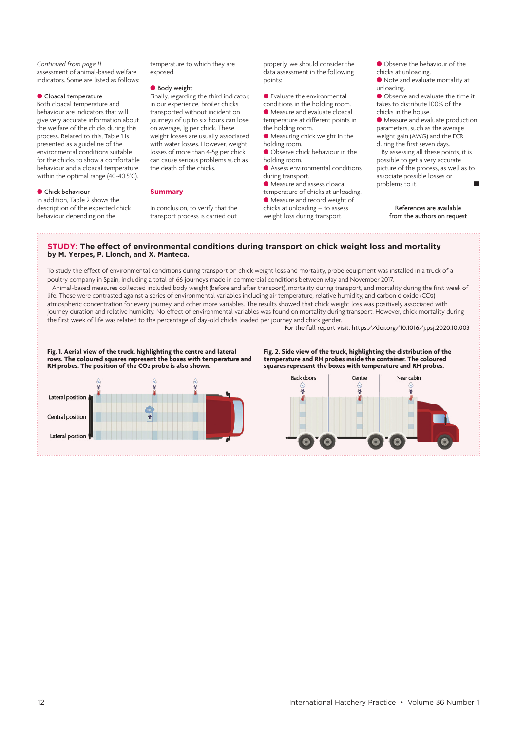*Continued from page 11*

assessment of animal-based welfare indicators. Some are listed as follows:

- **Cloacal temperature**

Both cloacal temperature and behaviour are indicators that will give very accurate information about the welfare of the chicks during this process. Related to this, Table 1 is presented as a guideline of the environmental conditions suitable for the chicks to show a comfortable behaviour and a cloacal temperature within the optimal range (40-40.5°C).

- **Chick behaviour**

In addition, Table 2 shows the description of the expected chick behaviour depending on the temperature to which they are exposed.

- **Body weight**

Finally, regarding the third indicator, in our experience, broiler chicks transported without incident on journeys of up to six hours can lose, on average, 1g per chick. These weight losses are usually associated with water losses. However, weight losses of more than 4-5g per chick can cause serious problems such as the death of the chicks.

## Summary

In conclusion, to verify that the transport process is carried out properly, we should consider the data assessment in the following points:

- Evaluate the environmental conditions in the holding room.
- Measure and evaluate cloacal temperature at different points in the holding room.
- Measuring chick weight in the holding room.
- Observe chick behaviour in the holding room.
- Assess environmental conditions during transport.
- Measure and assess cloacal temperature of chicks at unloading.
- Measure and record weight of chicks at unloading – to assess weight loss during transport.
- Observe the behaviour of the chicks at unloading.
- Note and evaluate mortality at unloading.
- Observe and evaluate the time it takes to distribute 100% of the chicks in the house.
- Measure and evaluate production parameters, such as the average weight gain (AWG) and the FCR during the first seven days.

By assessing all these points, it is possible to get a very accurate picture of the process, as well as to associate possible losses or problems to it. ■

References are available from the authors on request

---

### STUDY: The effect of environmental conditions during transport on chick weight loss and mortality

**by M. Yerpes, P. Llonch, and X. Manteca.**

To study the effect of environmental conditions during transport on chick weight loss and mortality, probe equipment was installed in a truck of a poultry company in Spain, including a total of 66 journeys made in commercial conditions between May and November 2017.

Animal-based measures collected included body weight (before and after transport), mortality during transport, and mortality during the first week of life. These were contrasted against a series of environmental variables including air temperature, relative humidity, and carbon dioxide ($CO_2$) atmospheric concentration for every journey, and other more variables. The results showed that chick weight loss was positively associated with journey duration and relative humidity. No effect of environmental variables was found on mortality during transport. However, chick mortality during the first week of life was related to the percentage of day-old chicks loaded per journey and chick gender.

For the full report visit: https://doi.org/10.1016/j.psj.2020.10.003

**Fig. 1. Aerial view of the truck, highlighting the centre and lateral rows. The coloured squares represent the boxes with temperature and RH probes. The position of the $CO_2$ probe is also shown.**

Lateral position

Central position

Lateral postion

**Fig. 2. Side view of the truck, highlighting the distribution of the temperature and RH probes inside the container. The coloured squares represent the boxes with temperature and RH probes.**

Back doors

Centre

Near cabin